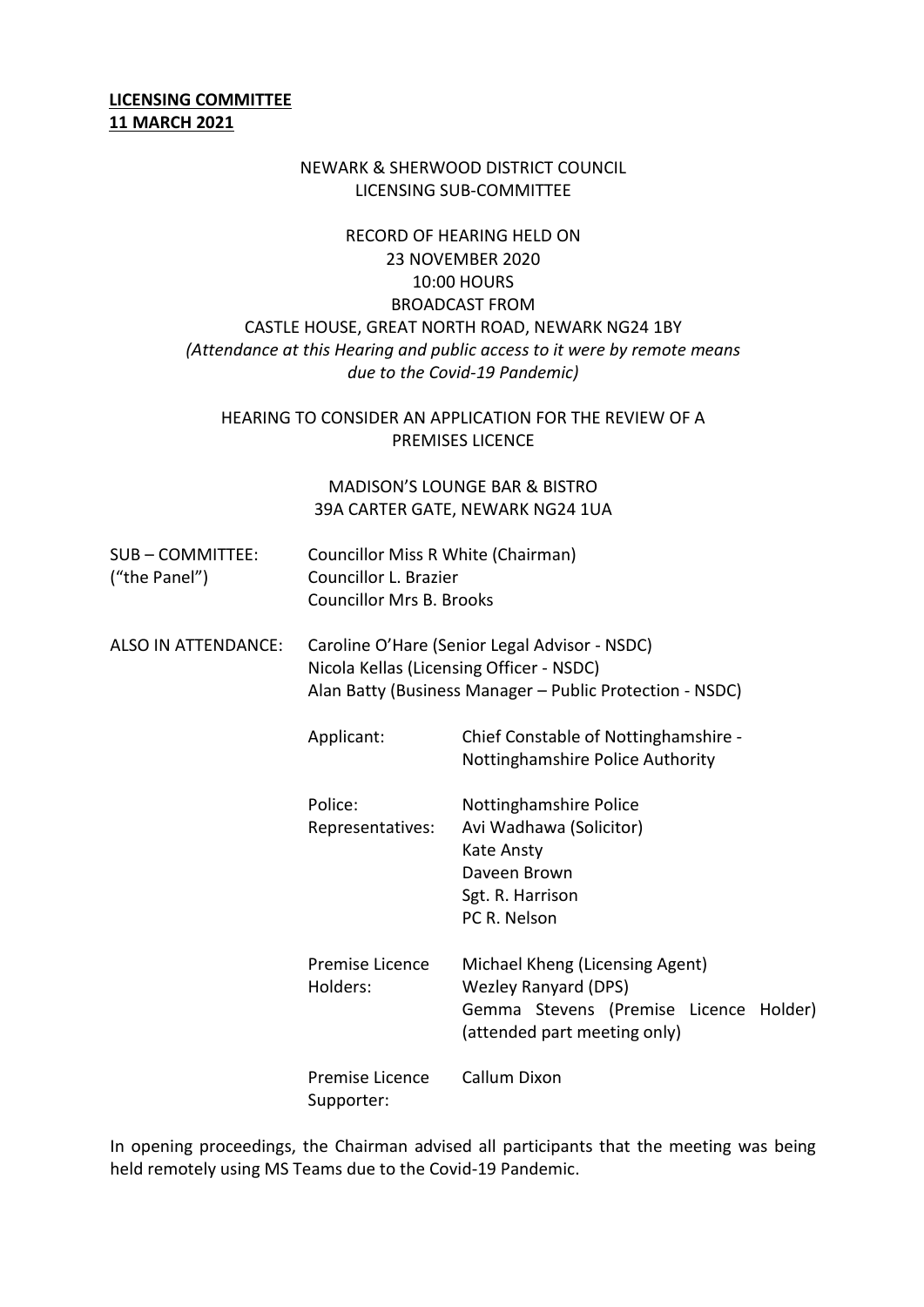**LICENSING COMMITTEE**
**11 MARCH 2021**

NEWARK & SHERWOOD DISTRICT COUNCIL
LICENSING SUB-COMMITTEE

RECORD OF HEARING HELD ON
23 NOVEMBER 2020
10:00 HOURS
BROADCAST FROM
CASTLE HOUSE, GREAT NORTH ROAD, NEWARK NG24 1BY
*(Attendance at this Hearing and public access to it were by remote means due to the Covid-19 Pandemic)*

HEARING TO CONSIDER AN APPLICATION FOR THE REVIEW OF A PREMISES LICENCE

MADISON'S LOUNGE BAR & BISTRO
39A CARTER GATE, NEWARK NG24 1UA

SUB – COMMITTEE: ("the Panel")
Councillor Miss R White (Chairman)
Councillor L. Brazier
Councillor Mrs B. Brooks

ALSO IN ATTENDANCE:
Caroline O'Hare (Senior Legal Advisor - NSDC)
Nicola Kellas (Licensing Officer - NSDC)
Alan Batty (Business Manager – Public Protection - NSDC)

Applicant: Chief Constable of Nottinghamshire - Nottinghamshire Police Authority

Police: Representatives:
Nottinghamshire Police
Avi Wadhawa (Solicitor)
Kate Ansty
Daveen Brown
Sgt. R. Harrison
PC R. Nelson

Premise Licence Holders:
Michael Kheng (Licensing Agent)
Wezley Ranyard (DPS)
Gemma Stevens (Premise Licence Holder) (attended part meeting only)

Premise Licence Supporter:
Callum Dixon

In opening proceedings, the Chairman advised all participants that the meeting was being held remotely using MS Teams due to the Covid-19 Pandemic.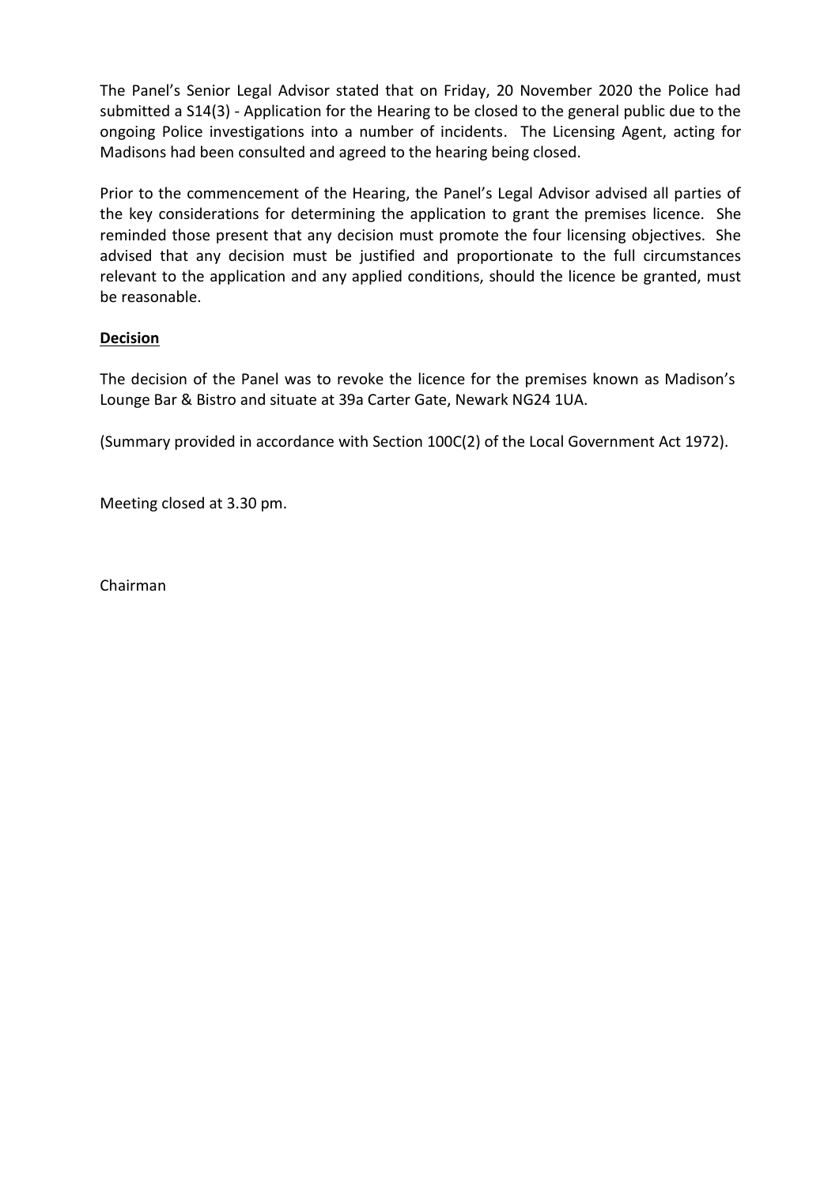The Panel's Senior Legal Advisor stated that on Friday, 20 November 2020 the Police had submitted a S14(3) - Application for the Hearing to be closed to the general public due to the ongoing Police investigations into a number of incidents. The Licensing Agent, acting for Madisons had been consulted and agreed to the hearing being closed.

Prior to the commencement of the Hearing, the Panel's Legal Advisor advised all parties of the key considerations for determining the application to grant the premises licence. She reminded those present that any decision must promote the four licensing objectives. She advised that any decision must be justified and proportionate to the full circumstances relevant to the application and any applied conditions, should the licence be granted, must be reasonable.

**Decision**

The decision of the Panel was to revoke the licence for the premises known as Madison's Lounge Bar & Bistro and situate at 39a Carter Gate, Newark NG24 1UA.

(Summary provided in accordance with Section 100C(2) of the Local Government Act 1972).

Meeting closed at 3.30 pm.

Chairman